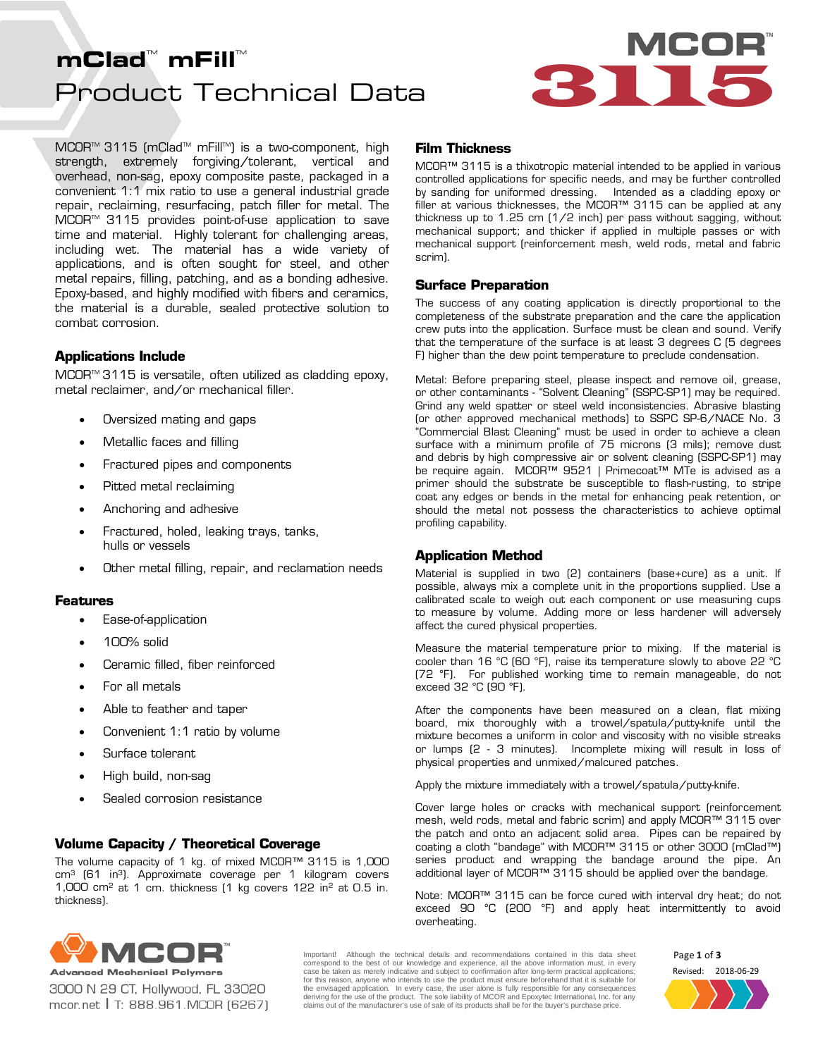# mClad™ mFill™ Product Technical Data

MCOR™ 3115

MCOR™ 3115 (mClad™ mFill™) is a two-component, high strength, extremely forgiving/tolerant, vertical and overhead, non-sag, epoxy composite paste, packaged in a convenient 1:1 mix ratio to use a general industrial grade repair, reclaiming, resurfacing, patch filler for metal. The MCOR™ 3115 provides point-of-use application to save time and material. Highly tolerant for challenging areas, including wet. The material has a wide variety of applications, and is often sought for steel, and other metal repairs, filling, patching, and as a bonding adhesive. Epoxy-based, and highly modified with fibers and ceramics, the material is a durable, sealed protective solution to combat corrosion.

## Applications Include

MCOR™ 3115 is versatile, often utilized as cladding epoxy, metal reclaimer, and/or mechanical filler.

- Oversized mating and gaps
- Metallic faces and filling
- Fractured pipes and components
- Pitted metal reclaiming
- Anchoring and adhesive
- Fractured, holed, leaking trays, tanks, hulls or vessels
- Other metal filling, repair, and reclamation needs

## Features

- Ease-of-application
- 100% solid
- Ceramic filled, fiber reinforced
- For all metals
- Able to feather and taper
- Convenient 1:1 ratio by volume
- Surface tolerant
- High build, non-sag
- Sealed corrosion resistance

## Volume Capacity / Theoretical Coverage

The volume capacity of 1 kg. of mixed MCOR™ 3115 is 1,000 cm³ (61 in³). Approximate coverage per 1 kilogram covers 1,000 cm² at 1 cm. thickness (1 kg covers 122 in² at 0.5 in. thickness).

## Film Thickness

MCOR™ 3115 is a thixotropic material intended to be applied in various controlled applications for specific needs, and may be further controlled by sanding for uniformed dressing. Intended as a cladding epoxy or filler at various thicknesses, the MCOR™ 3115 can be applied at any thickness up to 1.25 cm (1/2 inch) per pass without sagging, without mechanical support; and thicker if applied in multiple passes or with mechanical support (reinforcement mesh, weld rods, metal and fabric scrim).

## Surface Preparation

The success of any coating application is directly proportional to the completeness of the substrate preparation and the care the application crew puts into the application. Surface must be clean and sound. Verify that the temperature of the surface is at least 3 degrees C (5 degrees F) higher than the dew point temperature to preclude condensation.

Metal: Before preparing steel, please inspect and remove oil, grease, or other contaminants - "Solvent Cleaning" (SSPC-SP1) may be required. Grind any weld spatter or steel weld inconsistencies. Abrasive blasting (or other approved mechanical methods) to SSPC SP-6/NACE No. 3 "Commercial Blast Cleaning" must be used in order to achieve a clean surface with a minimum profile of 75 microns (3 mils); remove dust and debris by high compressive air or solvent cleaning (SSPC-SP1) may be require again. MCOR™ 9521 | Primecoat™ MTe is advised as a primer should the substrate be susceptible to flash-rusting, to stripe coat any edges or bends in the metal for enhancing peak retention, or should the metal not possess the characteristics to achieve optimal profiling capability.

## Application Method

Material is supplied in two (2) containers (base+cure) as a unit. If possible, always mix a complete unit in the proportions supplied. Use a calibrated scale to weigh out each component or use measuring cups to measure by volume. Adding more or less hardener will adversely affect the cured physical properties.

Measure the material temperature prior to mixing. If the material is cooler than 16 °C (60 °F), raise its temperature slowly to above 22 °C (72 °F). For published working time to remain manageable, do not exceed 32 °C (90 °F).

After the components have been measured on a clean, flat mixing board, mix thoroughly with a trowel/spatula/putty-knife until the mixture becomes a uniform in color and viscosity with no visible streaks or lumps (2 - 3 minutes). Incomplete mixing will result in loss of physical properties and unmixed/malcured patches.

Apply the mixture immediately with a trowel/spatula/putty-knife.

Cover large holes or cracks with mechanical support (reinforcement mesh, weld rods, metal and fabric scrim) and apply MCOR™ 3115 over the patch and onto an adjacent solid area. Pipes can be repaired by coating a cloth "bandage" with MCOR™ 3115 or other 3000 (mClad™) series product and wrapping the bandage around the pipe. An additional layer of MCOR™ 3115 should be applied over the bandage.

Note: MCOR™ 3115 can be force cured with interval dry heat; do not exceed 90 °C (200 °F) and apply heat intermittently to avoid overheating.

MCOR™ Advanced Mechanical Polymers
3000 N 29 CT, Hollywood, FL 33020
mcor.net | T: 888.961.MCOR (6267)

Important! Although the technical details and recommendations contained in this data sheet correspond to the best of our knowledge and experience, all the above information must, in every case be taken as merely indicative and subject to confirmation after long-term practical applications; for this reason, anyone who intends to use the product must ensure beforehand that it is suitable for the envisaged application. In every case, the user alone is fully responsible for any consequences deriving for the use of the product. The sole liability of MCOR and Epoxytec International, Inc. for any claims out of the manufacturer's use of sale of its products shall be for the buyer's purchase price.

Revised: 2018-06-29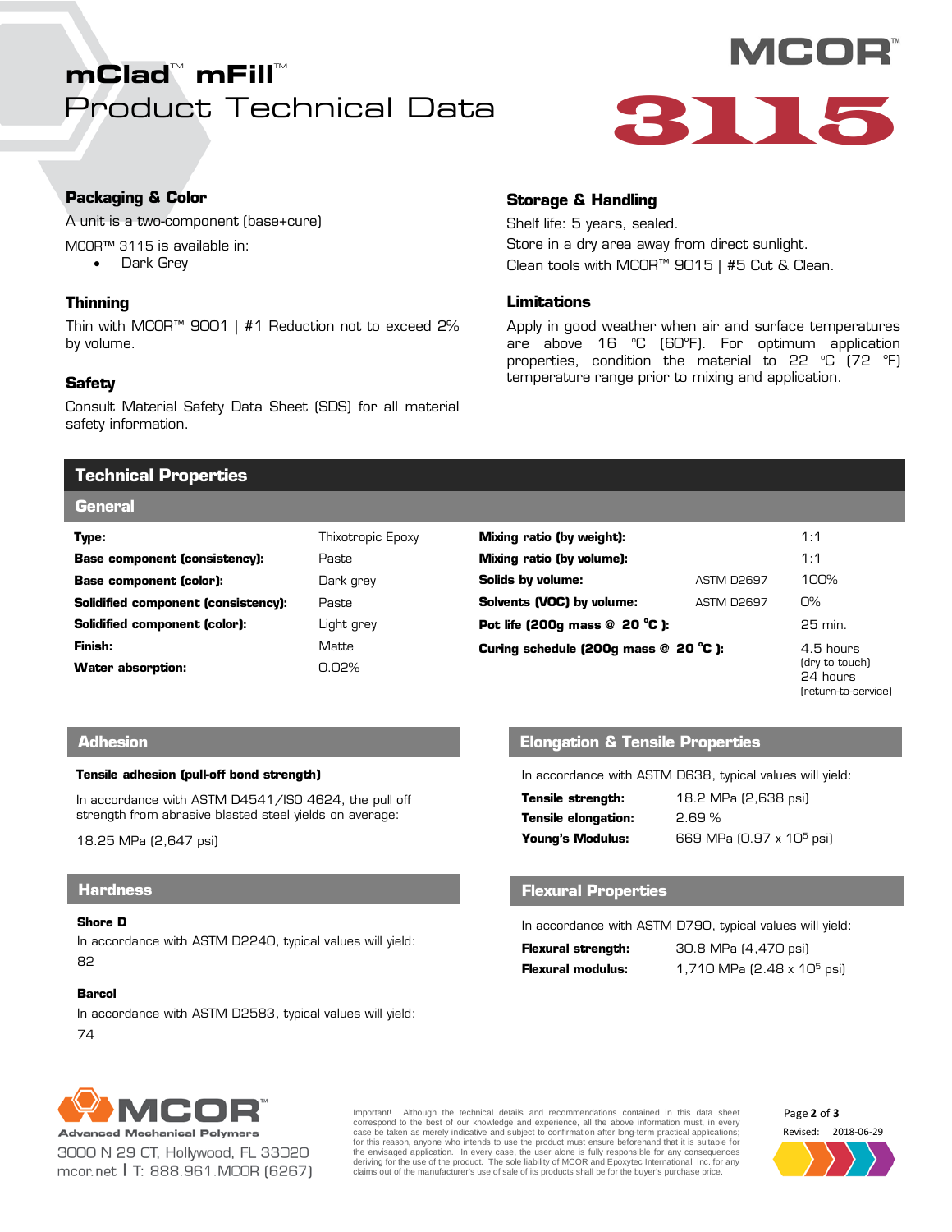# mClad™ mFill™ Product Technical Data

# MCOR™ 3115

## Packaging & Color

A unit is a two-component (base+cure)

MCOR™ 3115 is available in:

- Dark Grey

## Thinning

Thin with MCOR™ 9001 | #1 Reduction not to exceed 2% by volume.

## Safety

Consult Material Safety Data Sheet (SDS) for all material safety information.

## Storage & Handling

Shelf life: 5 years, sealed.

Store in a dry area away from direct sunlight.

Clean tools with MCOR™ 9015 | #5 Cut & Clean.

## Limitations

Apply in good weather when air and surface temperatures are above 16 °C (60°F). For optimum application properties, condition the material to 22 °C (72 °F) temperature range prior to mixing and application.

## Technical Properties

### General

| | | | | |
|---|---|---|---|---|
| **Type:** | Thixotropic Epoxy | **Mixing ratio (by weight):** | | 1:1 |
| **Base component (consistency):** | Paste | **Mixing ratio (by volume):** | | 1:1 |
| **Base component (color):** | Dark grey | **Solids by volume:** | ASTM D2697 | 100% |
| **Solidified component (consistency):** | Paste | **Solvents (VOC) by volume:** | ASTM D2697 | 0% |
| **Solidified component (color):** | Light grey | **Pot life (200g mass @ 20 °C ):** | | 25 min. |
| **Finish:** | Matte | **Curing schedule (200g mass @ 20 °C ):** | | 4.5 hours (dry to touch) 24 hours (return-to-service) |
| **Water absorption:** | 0.02% | | | |

### Adhesion

**Tensile adhesion (pull-off bond strength)**

In accordance with ASTM D4541/ISO 4624, the pull off strength from abrasive blasted steel yields on average:

18.25 MPa (2,647 psi)

### Hardness

**Shore D**

In accordance with ASTM D2240, typical values will yield:

82

**Barcol**

In accordance with ASTM D2583, typical values will yield:

74

### Elongation & Tensile Properties

In accordance with ASTM D638, typical values will yield:

| | |
|---|---|
| **Tensile strength:** | 18.2 MPa (2,638 psi) |
| **Tensile elongation:** | 2.69 % |
| **Young's Modulus:** | 669 MPa (0.97 x $10^5$ psi) |

### Flexural Properties

In accordance with ASTM D790, typical values will yield:

| | |
|---|---|
| **Flexural strength:** | 30.8 MPa (4,470 psi) |
| **Flexural modulus:** | 1,710 MPa (2.48 x $10^5$ psi) |

MCOR™ Advanced Mechanical Polymers

3000 N 29 CT, Hollywood, FL 33020

mcor.net | T: 888.961.MCOR (6267)

Important! Although the technical details and recommendations contained in this data sheet correspond to the best of our knowledge and experience, all the above information must, in every case be taken as merely indicative and subject to confirmation after long-term practical applications; for this reason, anyone who intends to use the product must ensure beforehand that it is suitable for the envisaged application. In every case, the user alone is fully responsible for any consequences deriving for the use of the product. The sole liability of MCOR and Epoxytec International, Inc. for any claims out of the manufacturer's use of sale of its products shall be for the buyer's purchase price.

Revised: 2018-06-29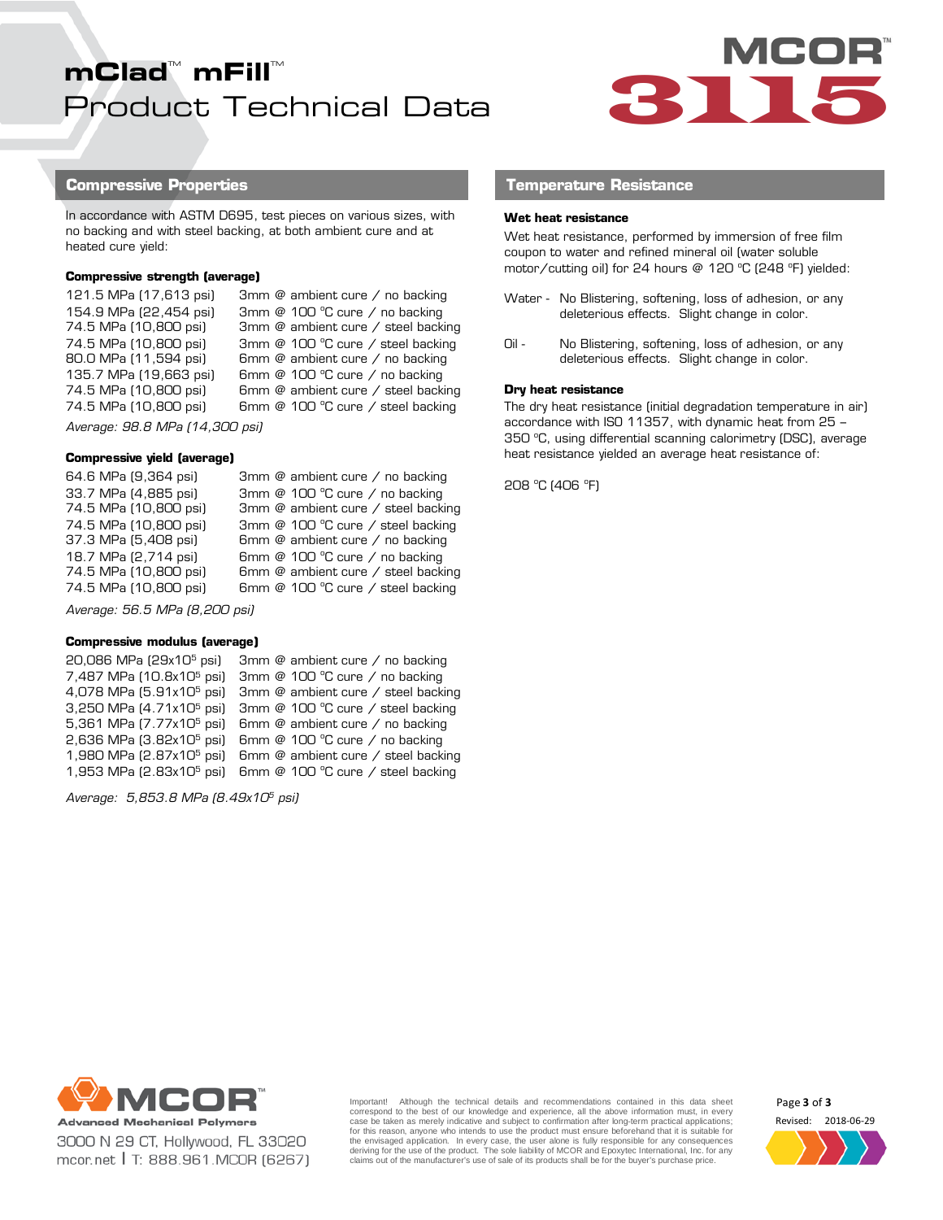# mClad™ mFill™ Product Technical Data

MCOR 3115

## Compressive Properties

In accordance with ASTM D695, test pieces on various sizes, with no backing and with steel backing, at both ambient cure and at heated cure yield:

**Compressive strength (average)**

| | |
|---|---|
| 121.5 MPa (17,613 psi) | 3mm @ ambient cure / no backing |
| 154.9 MPa (22,454 psi) | 3mm @ 100 °C cure / no backing |
| 74.5 MPa (10,800 psi) | 3mm @ ambient cure / steel backing |
| 74.5 MPa (10,800 psi) | 3mm @ 100 °C cure / steel backing |
| 80.0 MPa (11,594 psi) | 6mm @ ambient cure / no backing |
| 135.7 MPa (19,663 psi) | 6mm @ 100 °C cure / no backing |
| 74.5 MPa (10,800 psi) | 6mm @ ambient cure / steel backing |
| 74.5 MPa (10,800 psi) | 6mm @ 100 °C cure / steel backing |

*Average: 98.8 MPa (14,300 psi)*

**Compressive yield (average)**

| | |
|---|---|
| 64.6 MPa (9,364 psi) | 3mm @ ambient cure / no backing |
| 33.7 MPa (4,885 psi) | 3mm @ 100 °C cure / no backing |
| 74.5 MPa (10,800 psi) | 3mm @ ambient cure / steel backing |
| 74.5 MPa (10,800 psi) | 3mm @ 100 °C cure / steel backing |
| 37.3 MPa (5,408 psi) | 6mm @ ambient cure / no backing |
| 18.7 MPa (2,714 psi) | 6mm @ 100 °C cure / no backing |
| 74.5 MPa (10,800 psi) | 6mm @ ambient cure / steel backing |
| 74.5 MPa (10,800 psi) | 6mm @ 100 °C cure / steel backing |

*Average: 56.5 MPa (8,200 psi)*

**Compressive modulus (average)**

| | |
|---|---|
| 20,086 MPa ($29x10^5$ psi) | 3mm @ ambient cure / no backing |
| 7,487 MPa ($10.8x10^5$ psi) | 3mm @ 100 °C cure / no backing |
| 4,078 MPa ($5.91x10^5$ psi) | 3mm @ ambient cure / steel backing |
| 3,250 MPa ($4.71x10^5$ psi) | 3mm @ 100 °C cure / steel backing |
| 5,361 MPa ($7.77x10^5$ psi) | 6mm @ ambient cure / no backing |
| 2,636 MPa ($3.82x10^5$ psi) | 6mm @ 100 °C cure / no backing |
| 1,980 MPa ($2.87x10^5$ psi) | 6mm @ ambient cure / steel backing |
| 1,953 MPa ($2.83x10^5$ psi) | 6mm @ 100 °C cure / steel backing |

*Average: 5,853.8 MPa ($8.49x10^5$ psi)*

## Temperature Resistance

**Wet heat resistance**

Wet heat resistance, performed by immersion of free film coupon to water and refined mineral oil (water soluble motor/cutting oil) for 24 hours @ 120 °C (248 °F) yielded:

Water - No Blistering, softening, loss of adhesion, or any deleterious effects. Slight change in color.

Oil - No Blistering, softening, loss of adhesion, or any deleterious effects. Slight change in color.

**Dry heat resistance**

The dry heat resistance (initial degradation temperature in air) accordance with ISO 11357, with dynamic heat from 25 – 350 °C, using differential scanning calorimetry (DSC), average heat resistance yielded an average heat resistance of:

208 °C (406 °F)

MCOR™ Advanced Mechanical Polymers
3000 N 29 CT, Hollywood, FL 33020
mcor.net | T: 888.961.MCOR (6267)

Important! Although the technical details and recommendations contained in this data sheet correspond to the best of our knowledge and experience, all the above information must, in every case be taken as merely indicative and subject to confirmation after long-term practical applications; for this reason, anyone who intends to use the product must ensure beforehand that it is suitable for the envisaged application. In every case, the user alone is fully responsible for any consequences deriving for the use of the product. The sole liability of MCOR and Epoxytec International, Inc. for any claims out of the manufacturer's use of sale of its products shall be for the buyer's purchase price.

Revised: 2018-06-29